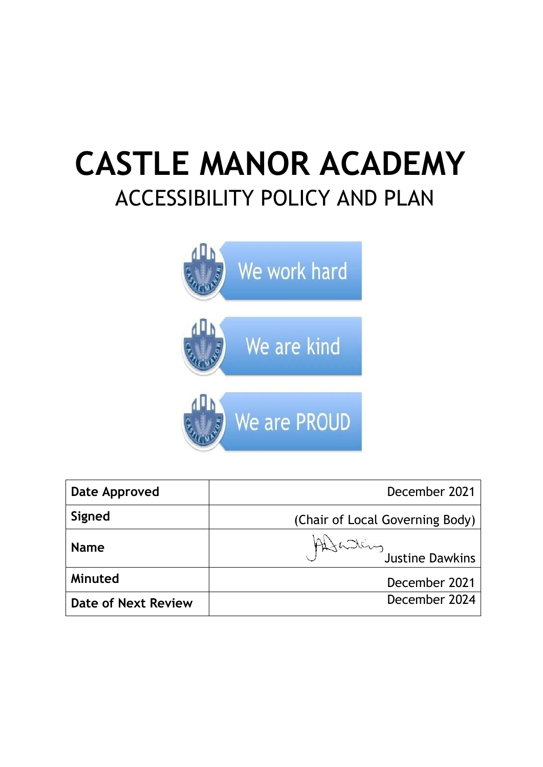# CASTLE MANOR ACADEMY

## ACCESSIBILITY POLICY AND PLAN

We work hard

We are kind

We are PROUD

| **Date Approved** | December 2021 |
| --- | --- |
| **Signed** | (Chair of Local Governing Body) |
| **Name** | Justine Dawkins |
| **Minuted** | December 2021 |
| **Date of Next Review** | December 2024 |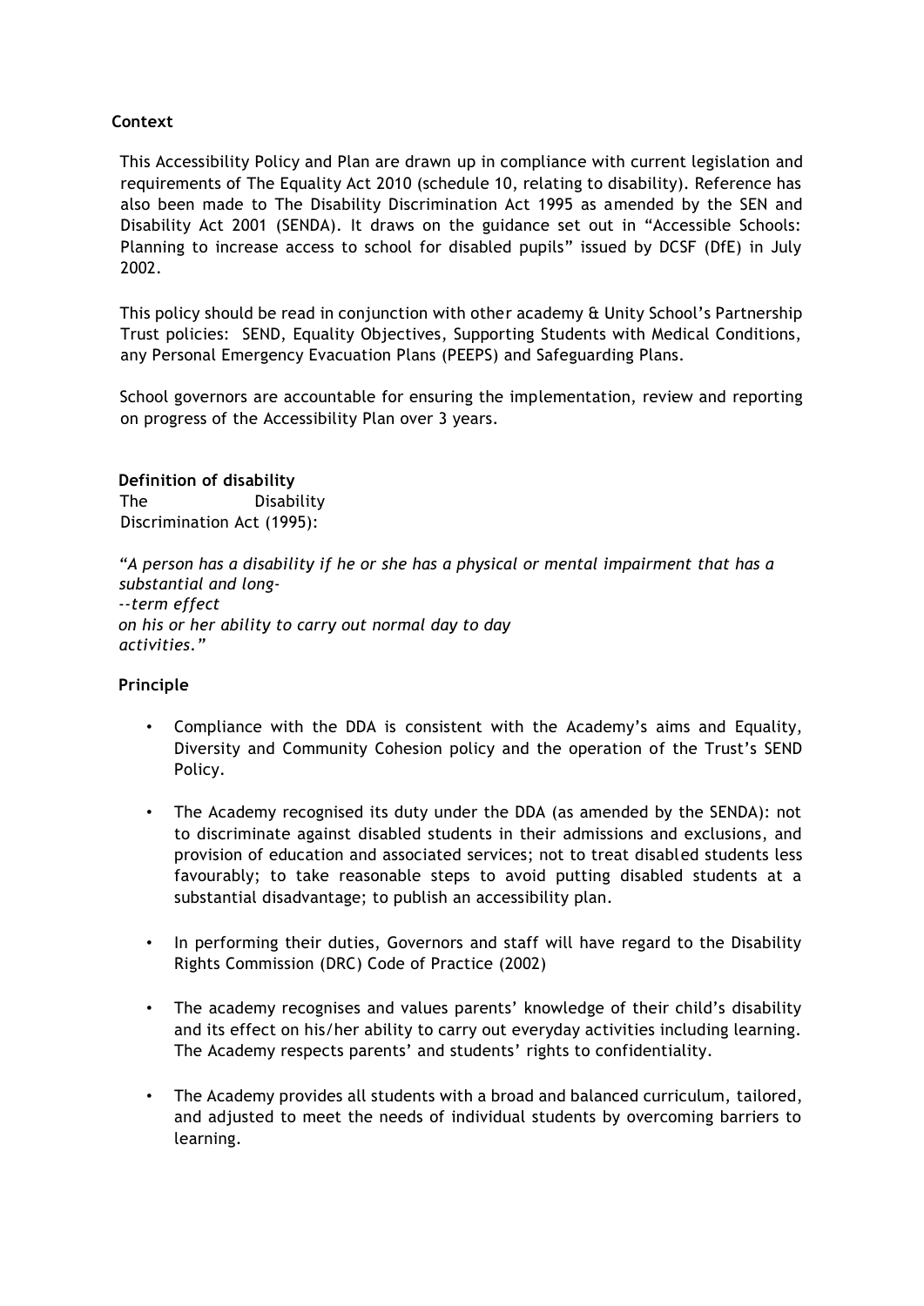**Context**

This Accessibility Policy and Plan are drawn up in compliance with current legislation and requirements of The Equality Act 2010 (schedule 10, relating to disability). Reference has also been made to The Disability Discrimination Act 1995 as amended by the SEN and Disability Act 2001 (SENDA). It draws on the guidance set out in "Accessible Schools: Planning to increase access to school for disabled pupils" issued by DCSF (DfE) in July 2002.

This policy should be read in conjunction with other academy & Unity School's Partnership Trust policies: SEND, Equality Objectives, Supporting Students with Medical Conditions, any Personal Emergency Evacuation Plans (PEEPS) and Safeguarding Plans.

School governors are accountable for ensuring the implementation, review and reporting on progress of the Accessibility Plan over 3 years.

**Definition of disability**

The Disability Discrimination Act (1995):

*"A person has a disability if he or she has a physical or mental impairment that has a substantial and long--term effect on his or her ability to carry out normal day to day activities."*

**Principle**

- Compliance with the DDA is consistent with the Academy's aims and Equality, Diversity and Community Cohesion policy and the operation of the Trust's SEND Policy.
- The Academy recognised its duty under the DDA (as amended by the SENDA): not to discriminate against disabled students in their admissions and exclusions, and provision of education and associated services; not to treat disabled students less favourably; to take reasonable steps to avoid putting disabled students at a substantial disadvantage; to publish an accessibility plan.
- In performing their duties, Governors and staff will have regard to the Disability Rights Commission (DRC) Code of Practice (2002)
- The academy recognises and values parents' knowledge of their child's disability and its effect on his/her ability to carry out everyday activities including learning. The Academy respects parents' and students' rights to confidentiality.
- The Academy provides all students with a broad and balanced curriculum, tailored, and adjusted to meet the needs of individual students by overcoming barriers to learning.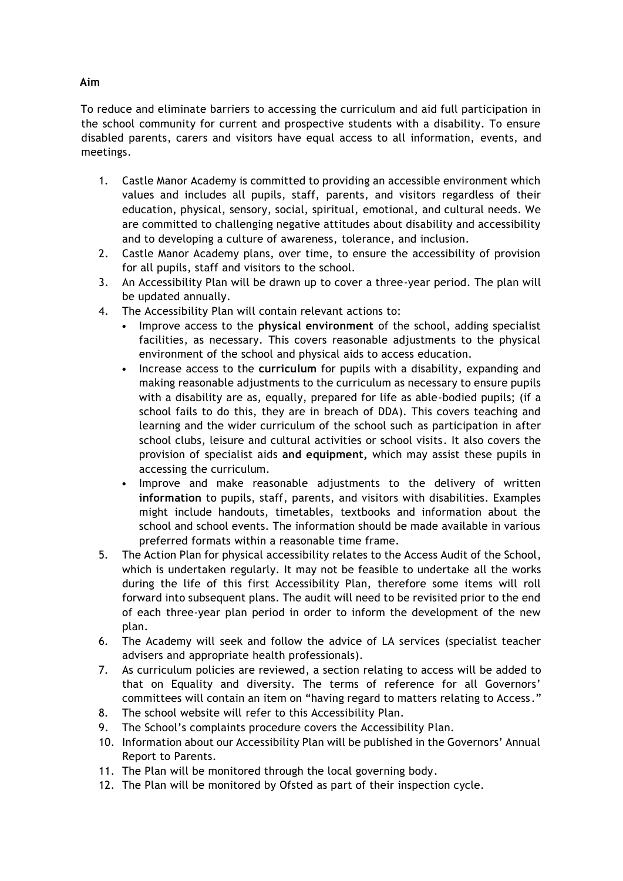**Aim**

To reduce and eliminate barriers to accessing the curriculum and aid full participation in the school community for current and prospective students with a disability. To ensure disabled parents, carers and visitors have equal access to all information, events, and meetings.

1. Castle Manor Academy is committed to providing an accessible environment which values and includes all pupils, staff, parents, and visitors regardless of their education, physical, sensory, social, spiritual, emotional, and cultural needs. We are committed to challenging negative attitudes about disability and accessibility and to developing a culture of awareness, tolerance, and inclusion.
2. Castle Manor Academy plans, over time, to ensure the accessibility of provision for all pupils, staff and visitors to the school.
3. An Accessibility Plan will be drawn up to cover a three-year period. The plan will be updated annually.
4. The Accessibility Plan will contain relevant actions to:
   - Improve access to the **physical environment** of the school, adding specialist facilities, as necessary. This covers reasonable adjustments to the physical environment of the school and physical aids to access education.
   - Increase access to the **curriculum** for pupils with a disability, expanding and making reasonable adjustments to the curriculum as necessary to ensure pupils with a disability are as, equally, prepared for life as able-bodied pupils; (if a school fails to do this, they are in breach of DDA). This covers teaching and learning and the wider curriculum of the school such as participation in after school clubs, leisure and cultural activities or school visits. It also covers the provision of specialist aids **and equipment,** which may assist these pupils in accessing the curriculum.
   - Improve and make reasonable adjustments to the delivery of written **information** to pupils, staff, parents, and visitors with disabilities. Examples might include handouts, timetables, textbooks and information about the school and school events. The information should be made available in various preferred formats within a reasonable time frame.
5. The Action Plan for physical accessibility relates to the Access Audit of the School, which is undertaken regularly. It may not be feasible to undertake all the works during the life of this first Accessibility Plan, therefore some items will roll forward into subsequent plans. The audit will need to be revisited prior to the end of each three-year plan period in order to inform the development of the new plan.
6. The Academy will seek and follow the advice of LA services (specialist teacher advisers and appropriate health professionals).
7. As curriculum policies are reviewed, a section relating to access will be added to that on Equality and diversity. The terms of reference for all Governors' committees will contain an item on "having regard to matters relating to Access."
8. The school website will refer to this Accessibility Plan.
9. The School's complaints procedure covers the Accessibility Plan.
10. Information about our Accessibility Plan will be published in the Governors' Annual Report to Parents.
11. The Plan will be monitored through the local governing body.
12. The Plan will be monitored by Ofsted as part of their inspection cycle.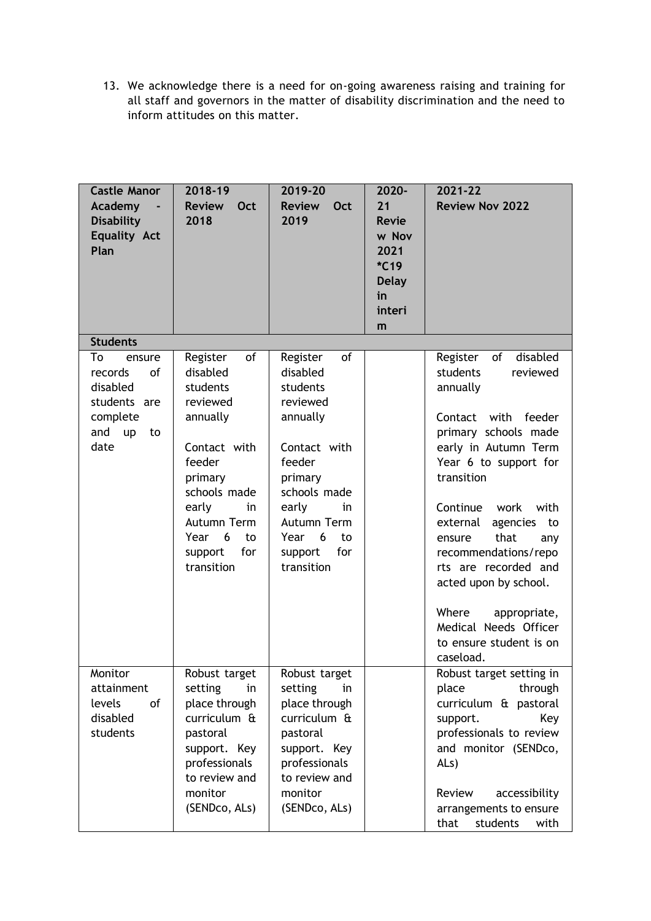13. We acknowledge there is a need for on-going awareness raising and training for all staff and governors in the matter of disability discrimination and the need to inform attitudes on this matter.

| Castle Manor Academy - Disability Equality Act Plan | 2018-19 Review Oct 2018 | 2019-20 Review Oct 2019 | 2020-21 Review Nov 2021 *C19 Delay in interim | 2021-22 Review Nov 2022 |
|---|---|---|---|---|
| **Students** | | | | |
| To ensure records of disabled students are complete and up to date | Register of disabled students reviewed annually<br><br>Contact with feeder primary schools made early in Autumn Term Year 6 to support for transition | Register of disabled students reviewed annually<br><br>Contact with feeder primary schools made early in Autumn Term Year 6 to support for transition | | Register of disabled students reviewed annually<br><br>Contact with feeder primary schools made early in Autumn Term Year 6 to support for transition<br><br>Continue work with external agencies to ensure that any recommendations/reports are recorded and acted upon by school.<br><br>Where appropriate, Medical Needs Officer to ensure student is on caseload. |
| Monitor attainment levels of disabled students | Robust target setting in place through curriculum & pastoral support. Key professionals to review and monitor (SENDco, ALs) | Robust target setting in place through curriculum & pastoral support. Key professionals to review and monitor (SENDco, ALs) | | Robust target setting in place through curriculum & pastoral support. Key professionals to review and monitor (SENDco, ALs)<br><br>Review accessibility arrangements to ensure that students with |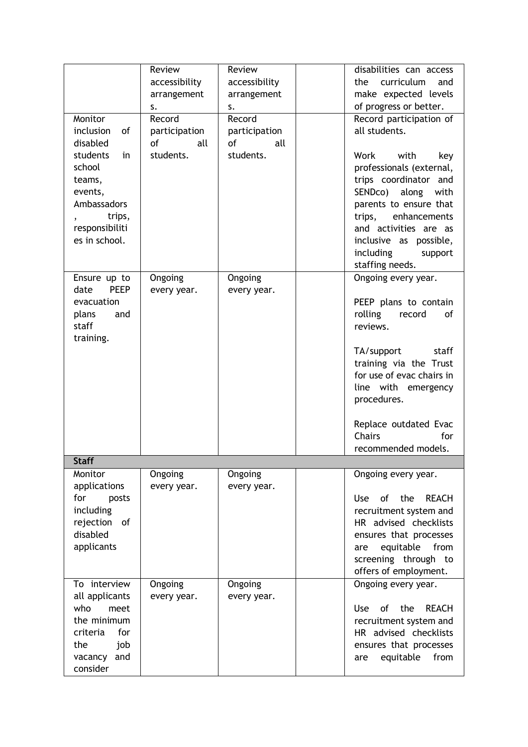| | | | | |
|---|---|---|---|---|
| | Review accessibility arrangements. | Review accessibility arrangements. | | disabilities can access the curriculum and make expected levels of progress or better. |
| Monitor inclusion of disabled students in school teams, events, Ambassadors, trips, responsibilities in school. | Record participation of all students. | Record participation of all students. | | Record participation of all students.<br><br>Work with key professionals (external, trips coordinator and SENDco) along with parents to ensure that trips, enhancements and activities are as inclusive as possible, including support staffing needs. |
| Ensure up to date PEEP evacuation plans and staff training. | Ongoing every year. | Ongoing every year. | | Ongoing every year.<br><br>PEEP plans to contain rolling record of reviews.<br><br>TA/support staff training via the Trust for use of evac chairs in line with emergency procedures.<br><br>Replace outdated Evac Chairs for recommended models. |
| **Staff** | | | | |
| Monitor applications for posts including rejection of disabled applicants | Ongoing every year. | Ongoing every year. | | Ongoing every year.<br><br>Use of the REACH recruitment system and HR advised checklists ensures that processes are equitable from screening through to offers of employment. |
| To interview all applicants who meet the minimum criteria for the job vacancy and consider | Ongoing every year. | Ongoing every year. | | Ongoing every year.<br><br>Use of the REACH recruitment system and HR advised checklists ensures that processes are equitable from |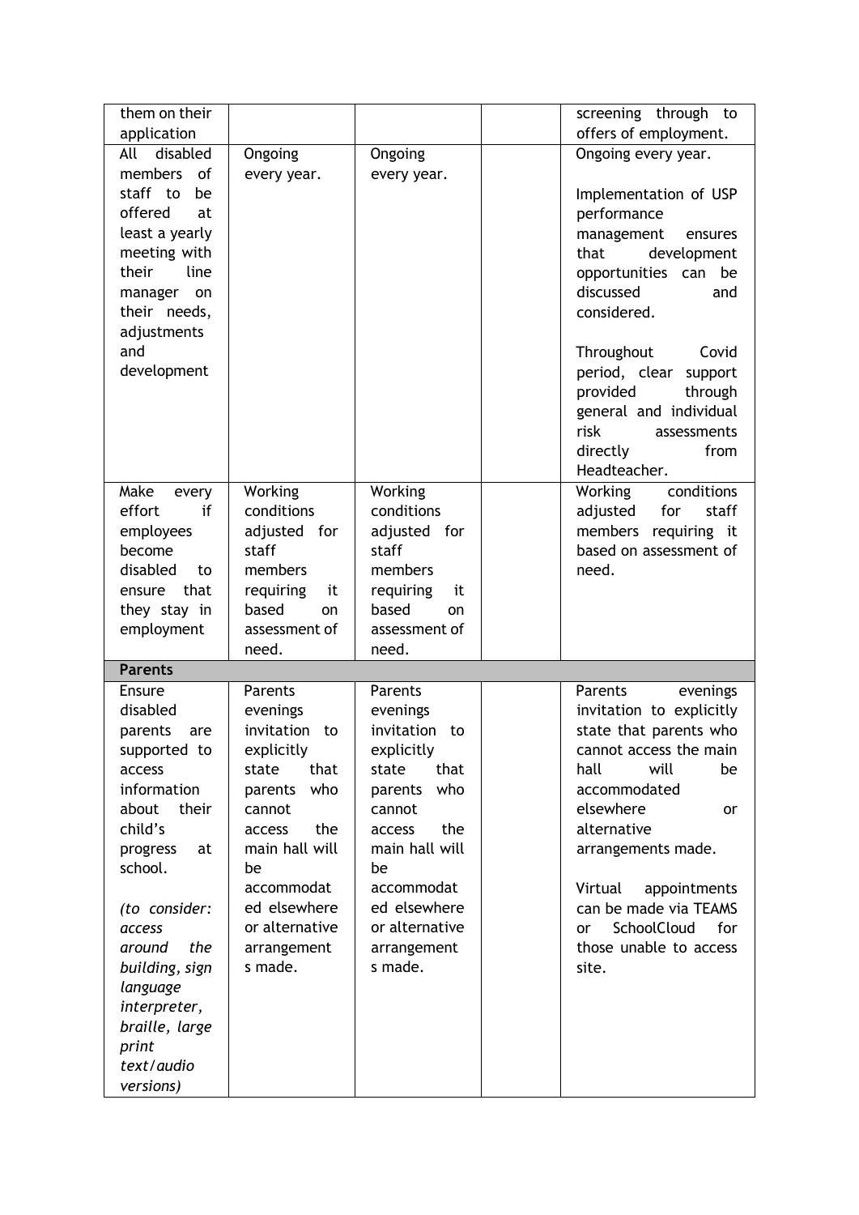| | | | | |
|---|---|---|---|---|
| them on their application | | | | screening through to offers of employment. |
| All disabled members of staff to be offered at least a yearly meeting with their line manager on their needs, adjustments and development | Ongoing every year. | Ongoing every year. | | Ongoing every year.<br><br>Implementation of USP performance management ensures that development opportunities can be discussed and considered.<br><br>Throughout Covid period, clear support provided through general and individual risk assessments directly from Headteacher. |
| Make every effort if employees become disabled to ensure that they stay in employment | Working conditions adjusted for staff members requiring it based on assessment of need. | Working conditions adjusted for staff members requiring it based on assessment of need. | | Working conditions adjusted for staff members requiring it based on assessment of need. |
| **Parents** | | | | |
| Ensure disabled parents are supported to access information about their child's progress at school.<br><br>*(to consider: access around the building, sign language interpreter, braille, large print text/audio versions)* | Parents evenings invitation to explicitly state that parents who cannot access the main hall will be accommodated elsewhere or alternative arrangements made. | Parents evenings invitation to explicitly state that parents who cannot access the main hall will be accommodated elsewhere or alternative arrangements made. | | Parents evenings invitation to explicitly state that parents who cannot access the main hall will be accommodated elsewhere or alternative arrangements made.<br><br>Virtual appointments can be made via TEAMS or SchoolCloud for those unable to access site. |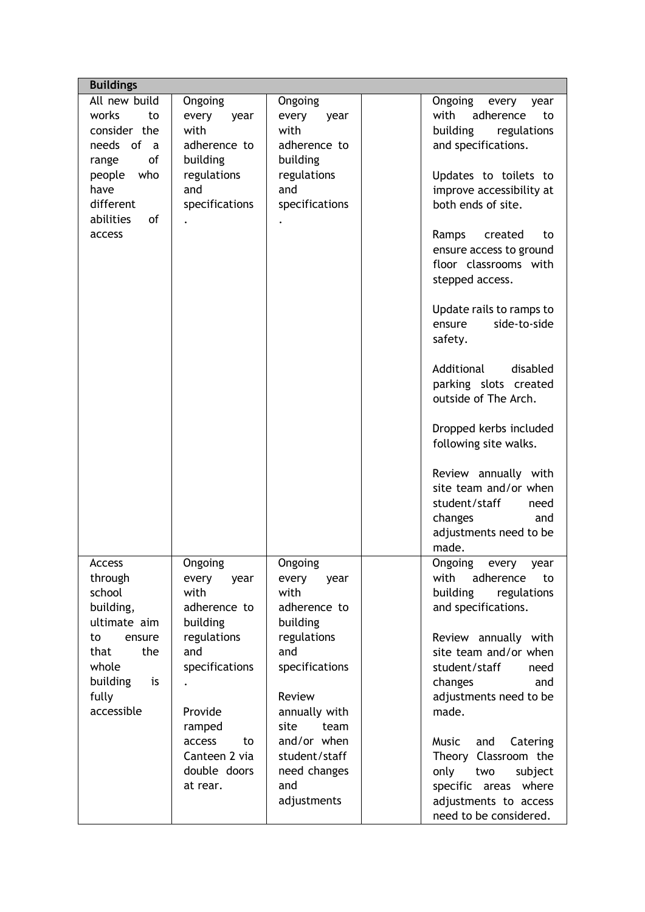| Buildings | | | | |
|---|---|---|---|---|
| All new build works to consider the needs of a range of people who have different abilities of access | Ongoing every year with adherence to building regulations and specifications. | Ongoing every year with adherence to building regulations and specifications. | | Ongoing every year with adherence to building regulations and specifications.<br><br>Updates to toilets to improve accessibility at both ends of site.<br><br>Ramps created to ensure access to ground floor classrooms with stepped access.<br><br>Update rails to ramps to ensure side-to-side safety.<br><br>Additional disabled parking slots created outside of The Arch.<br><br>Dropped kerbs included following site walks.<br><br>Review annually with site team and/or when student/staff need changes and adjustments need to be made. |
| Access through school building, ultimate aim to ensure that the whole building is fully accessible | Ongoing every year with adherence to building regulations and specifications.<br><br>Provide ramped access to Canteen 2 via double doors at rear. | Ongoing every year with adherence to building regulations and specifications<br><br>Review annually with site team and/or when student/staff need changes and adjustments | | Ongoing every year with adherence to building regulations and specifications.<br><br>Review annually with site team and/or when student/staff need changes and adjustments need to be made.<br><br>Music and Catering Theory Classroom the only two subject specific areas where adjustments to access need to be considered. |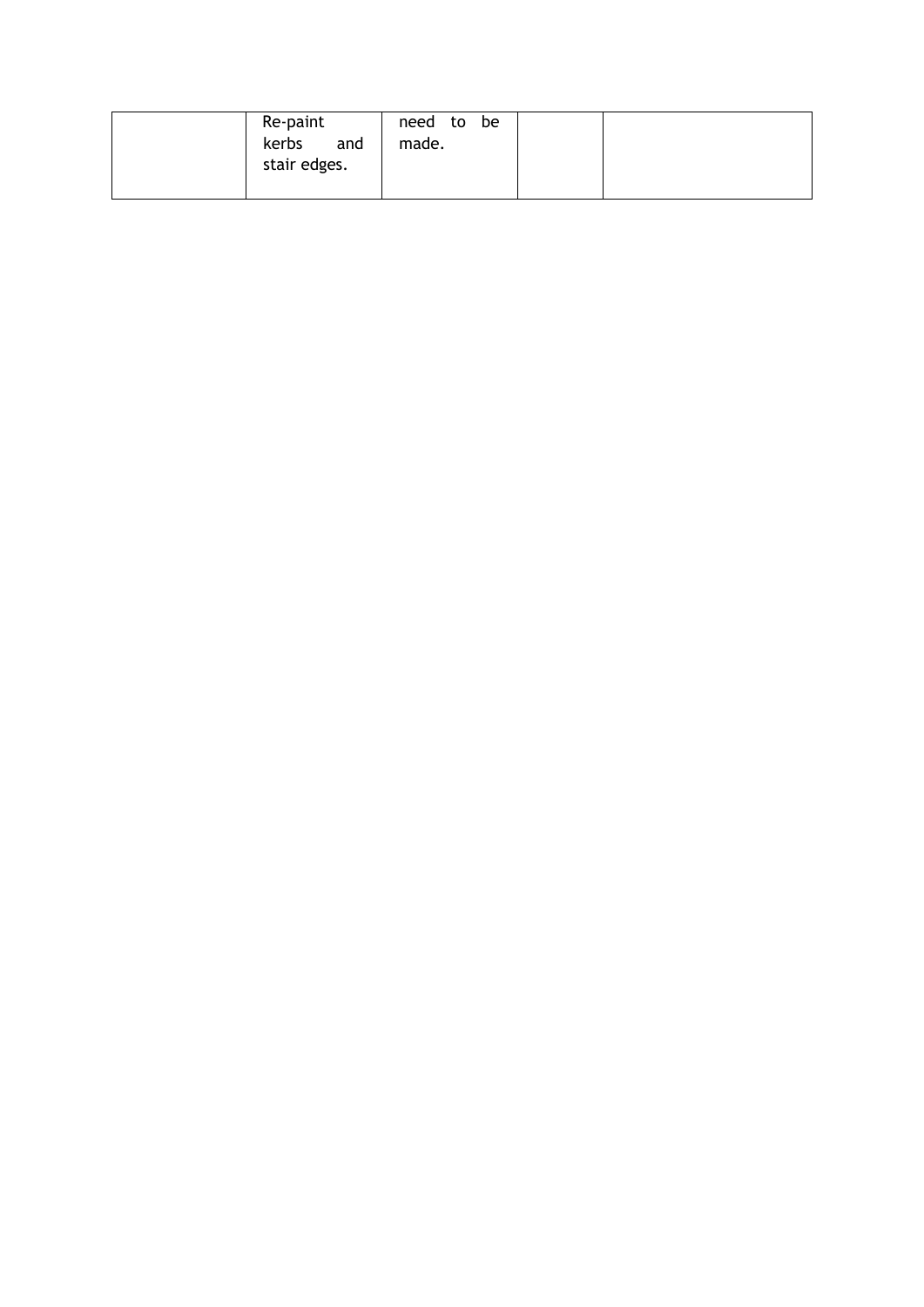| | | | | |
|---|---|---|---|---|
| | Re-paint kerbs and stair edges. | need to be made. | | |